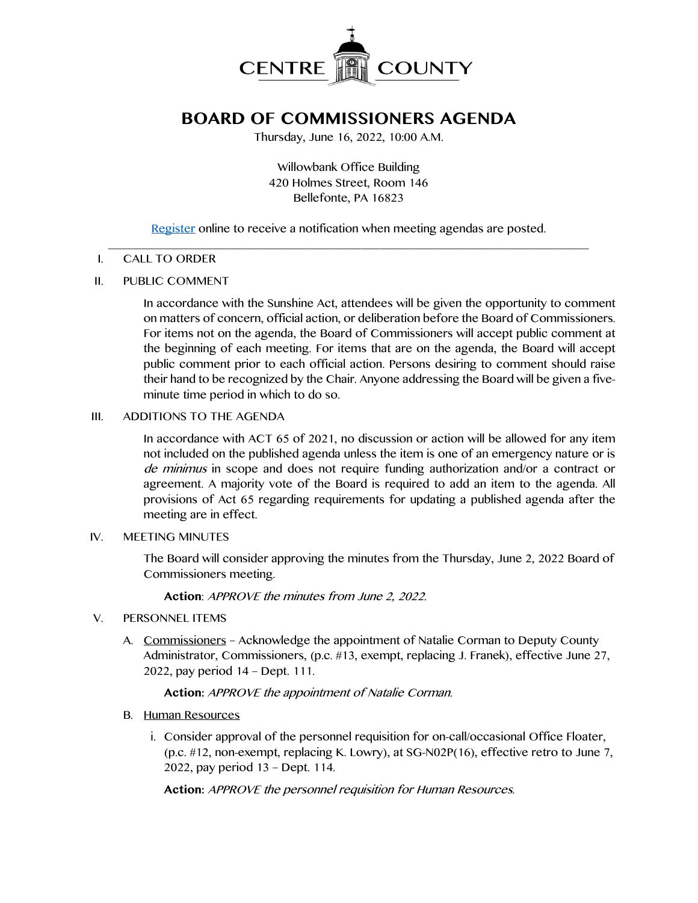CENTRE COUNTY

# BOARD OF COMMISSIONERS AGENDA

Thursday, June 16, 2022, 10:00 A.M.

Willowbank Office Building
420 Holmes Street, Room 146
Bellefonte, PA 16823

Register online to receive a notification when meeting agendas are posted.

---

I. CALL TO ORDER

II. PUBLIC COMMENT

In accordance with the Sunshine Act, attendees will be given the opportunity to comment on matters of concern, official action, or deliberation before the Board of Commissioners. For items not on the agenda, the Board of Commissioners will accept public comment at the beginning of each meeting. For items that are on the agenda, the Board will accept public comment prior to each official action. Persons desiring to comment should raise their hand to be recognized by the Chair. Anyone addressing the Board will be given a five-minute time period in which to do so.

III. ADDITIONS TO THE AGENDA

In accordance with ACT 65 of 2021, no discussion or action will be allowed for any item not included on the published agenda unless the item is one of an emergency nature or is *de minimus* in scope and does not require funding authorization and/or a contract or agreement. A majority vote of the Board is required to add an item to the agenda. All provisions of Act 65 regarding requirements for updating a published agenda after the meeting are in effect.

IV. MEETING MINUTES

The Board will consider approving the minutes from the Thursday, June 2, 2022 Board of Commissioners meeting.

**Action**: *APPROVE the minutes from June 2, 2022.*

V. PERSONNEL ITEMS

A. Commissioners – Acknowledge the appointment of Natalie Corman to Deputy County Administrator, Commissioners, (p.c. #13, exempt, replacing J. Franek), effective June 27, 2022, pay period 14 – Dept. 111.

**Action:** *APPROVE the appointment of Natalie Corman.*

B. Human Resources

i. Consider approval of the personnel requisition for on-call/occasional Office Floater, (p.c. #12, non-exempt, replacing K. Lowry), at SG-N02P(16), effective retro to June 7, 2022, pay period 13 – Dept. 114.

**Action:** *APPROVE the personnel requisition for Human Resources.*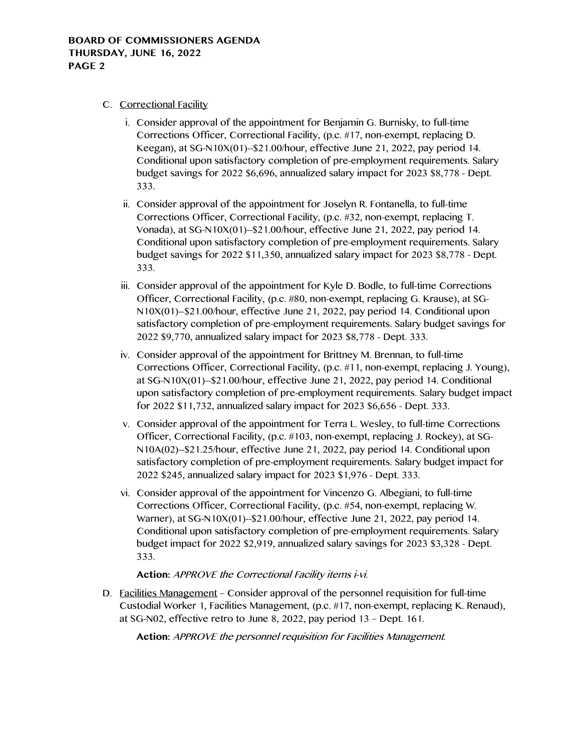C. <u>Correctional Facility</u>

   i. Consider approval of the appointment for Benjamin G. Burnisky, to full-time Corrections Officer, Correctional Facility, (p.c. #17, non-exempt, replacing D. Keegan), at SG-N10X(01)--$21.00/hour, effective June 21, 2022, pay period 14. Conditional upon satisfactory completion of pre-employment requirements. Salary budget savings for 2022 $6,696, annualized salary impact for 2023 $8,778 - Dept. 333.

   ii. Consider approval of the appointment for Joselyn R. Fontanella, to full-time Corrections Officer, Correctional Facility, (p.c. #32, non-exempt, replacing T. Vonada), at SG-N10X(01)--$21.00/hour, effective June 21, 2022, pay period 14. Conditional upon satisfactory completion of pre-employment requirements. Salary budget savings for 2022 $11,350, annualized salary impact for 2023 $8,778 - Dept. 333.

   iii. Consider approval of the appointment for Kyle D. Bodle, to full-time Corrections Officer, Correctional Facility, (p.c. #80, non-exempt, replacing G. Krause), at SG-N10X(01)--$21.00/hour, effective June 21, 2022, pay period 14. Conditional upon satisfactory completion of pre-employment requirements. Salary budget savings for 2022 $9,770, annualized salary impact for 2023 $8,778 - Dept. 333.

   iv. Consider approval of the appointment for Brittney M. Brennan, to full-time Corrections Officer, Correctional Facility, (p.c. #11, non-exempt, replacing J. Young), at SG-N10X(01)--$21.00/hour, effective June 21, 2022, pay period 14. Conditional upon satisfactory completion of pre-employment requirements. Salary budget impact for 2022 $11,732, annualized salary impact for 2023 $6,656 - Dept. 333.

   v. Consider approval of the appointment for Terra L. Wesley, to full-time Corrections Officer, Correctional Facility, (p.c. #103, non-exempt, replacing J. Rockey), at SG-N10A(02)--$21.25/hour, effective June 21, 2022, pay period 14. Conditional upon satisfactory completion of pre-employment requirements. Salary budget impact for 2022 $245, annualized salary impact for 2023 $1,976 - Dept. 333.

   vi. Consider approval of the appointment for Vincenzo G. Albegiani, to full-time Corrections Officer, Correctional Facility, (p.c. #54, non-exempt, replacing W. Warner), at SG-N10X(01)--$21.00/hour, effective June 21, 2022, pay period 14. Conditional upon satisfactory completion of pre-employment requirements. Salary budget impact for 2022 $2,919, annualized salary savings for 2023 $3,328 - Dept. 333.

   **Action:** *APPROVE the Correctional Facility items i-vi.*

D. <u>Facilities Management</u> – Consider approval of the personnel requisition for full-time Custodial Worker 1, Facilities Management, (p.c. #17, non-exempt, replacing K. Renaud), at SG-N02, effective retro to June 8, 2022, pay period 13 – Dept. 161.

   **Action:** *APPROVE the personnel requisition for Facilities Management.*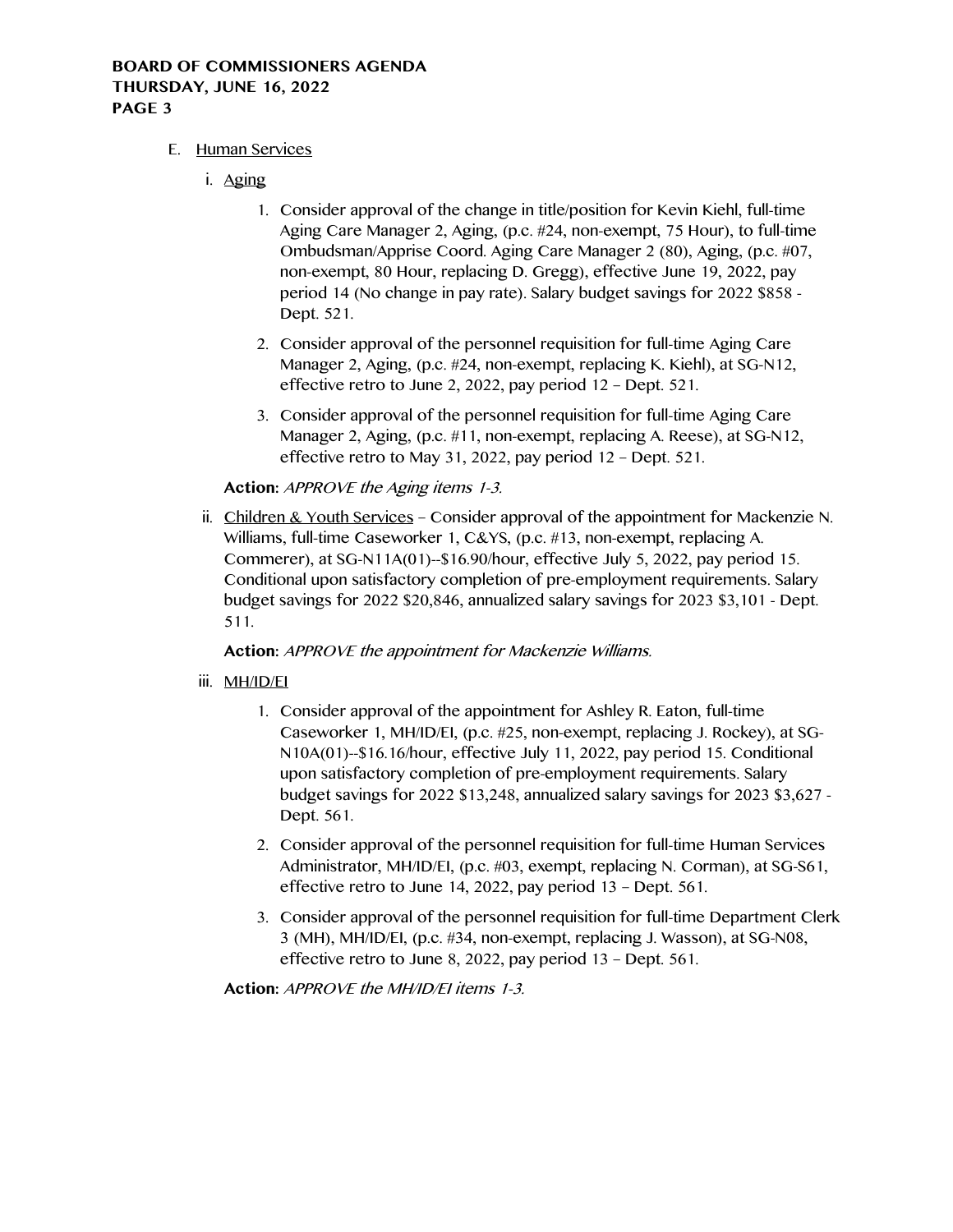E. Human Services

   i. Aging

      1. Consider approval of the change in title/position for Kevin Kiehl, full-time Aging Care Manager 2, Aging, (p.c. #24, non-exempt, 75 Hour), to full-time Ombudsman/Apprise Coord. Aging Care Manager 2 (80), Aging, (p.c. #07, non-exempt, 80 Hour, replacing D. Gregg), effective June 19, 2022, pay period 14 (No change in pay rate). Salary budget savings for 2022 $858 - Dept. 521.
      2. Consider approval of the personnel requisition for full-time Aging Care Manager 2, Aging, (p.c. #24, non-exempt, replacing K. Kiehl), at SG-N12, effective retro to June 2, 2022, pay period 12 – Dept. 521.
      3. Consider approval of the personnel requisition for full-time Aging Care Manager 2, Aging, (p.c. #11, non-exempt, replacing A. Reese), at SG-N12, effective retro to May 31, 2022, pay period 12 – Dept. 521.

   **Action:** *APPROVE the Aging items 1-3.*

   ii. Children & Youth Services – Consider approval of the appointment for Mackenzie N. Williams, full-time Caseworker 1, C&YS, (p.c. #13, non-exempt, replacing A. Commerer), at SG-N11A(01)--$16.90/hour, effective July 5, 2022, pay period 15. Conditional upon satisfactory completion of pre-employment requirements. Salary budget savings for 2022 $20,846, annualized salary savings for 2023 $3,101 - Dept. 511.

   **Action:** *APPROVE the appointment for Mackenzie Williams.*

   iii. MH/ID/EI

      1. Consider approval of the appointment for Ashley R. Eaton, full-time Caseworker 1, MH/ID/EI, (p.c. #25, non-exempt, replacing J. Rockey), at SG-N10A(01)--$16.16/hour, effective July 11, 2022, pay period 15. Conditional upon satisfactory completion of pre-employment requirements. Salary budget savings for 2022 $13,248, annualized salary savings for 2023 $3,627 - Dept. 561.
      2. Consider approval of the personnel requisition for full-time Human Services Administrator, MH/ID/EI, (p.c. #03, exempt, replacing N. Corman), at SG-S61, effective retro to June 14, 2022, pay period 13 – Dept. 561.
      3. Consider approval of the personnel requisition for full-time Department Clerk 3 (MH), MH/ID/EI, (p.c. #34, non-exempt, replacing J. Wasson), at SG-N08, effective retro to June 8, 2022, pay period 13 – Dept. 561.

   **Action:** *APPROVE the MH/ID/EI items 1-3.*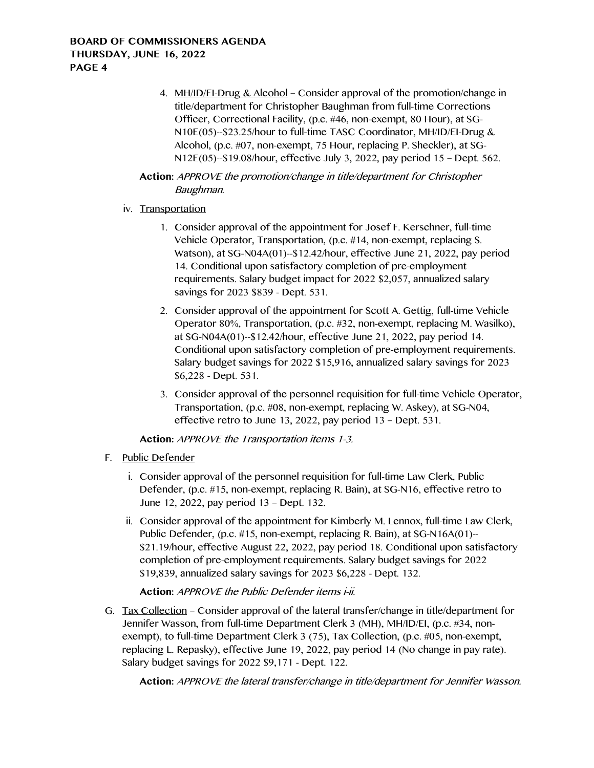4. MH/ID/EI-Drug & Alcohol – Consider approval of the promotion/change in title/department for Christopher Baughman from full-time Corrections Officer, Correctional Facility, (p.c. #46, non-exempt, 80 Hour), at SG-N10E(05)--$23.25/hour to full-time TASC Coordinator, MH/ID/EI-Drug & Alcohol, (p.c. #07, non-exempt, 75 Hour, replacing P. Sheckler), at SG-N12E(05)--$19.08/hour, effective July 3, 2022, pay period 15 – Dept. 562.

**Action:** *APPROVE the promotion/change in title/department for Christopher Baughman.*

iv. Transportation

1. Consider approval of the appointment for Josef F. Kerschner, full-time Vehicle Operator, Transportation, (p.c. #14, non-exempt, replacing S. Watson), at SG-N04A(01)--$12.42/hour, effective June 21, 2022, pay period 14. Conditional upon satisfactory completion of pre-employment requirements. Salary budget impact for 2022 $2,057, annualized salary savings for 2023 $839 - Dept. 531.
2. Consider approval of the appointment for Scott A. Gettig, full-time Vehicle Operator 80%, Transportation, (p.c. #32, non-exempt, replacing M. Wasilko), at SG-N04A(01)--$12.42/hour, effective June 21, 2022, pay period 14. Conditional upon satisfactory completion of pre-employment requirements. Salary budget savings for 2022 $15,916, annualized salary savings for 2023 $6,228 - Dept. 531.
3. Consider approval of the personnel requisition for full-time Vehicle Operator, Transportation, (p.c. #08, non-exempt, replacing W. Askey), at SG-N04, effective retro to June 13, 2022, pay period 13 – Dept. 531.

**Action:** *APPROVE the Transportation items 1-3.*

F. Public Defender

i. Consider approval of the personnel requisition for full-time Law Clerk, Public Defender, (p.c. #15, non-exempt, replacing R. Bain), at SG-N16, effective retro to June 12, 2022, pay period 13 – Dept. 132.

ii. Consider approval of the appointment for Kimberly M. Lennox, full-time Law Clerk, Public Defender, (p.c. #15, non-exempt, replacing R. Bain), at SG-N16A(01)--$21.19/hour, effective August 22, 2022, pay period 18. Conditional upon satisfactory completion of pre-employment requirements. Salary budget savings for 2022 $19,839, annualized salary savings for 2023 $6,228 - Dept. 132.

**Action:** *APPROVE the Public Defender items i-ii.*

G. Tax Collection – Consider approval of the lateral transfer/change in title/department for Jennifer Wasson, from full-time Department Clerk 3 (MH), MH/ID/EI, (p.c. #34, non-exempt), to full-time Department Clerk 3 (75), Tax Collection, (p.c. #05, non-exempt, replacing L. Repasky), effective June 19, 2022, pay period 14 (No change in pay rate). Salary budget savings for 2022 $9,171 - Dept. 122.

**Action:** *APPROVE the lateral transfer/change in title/department for Jennifer Wasson.*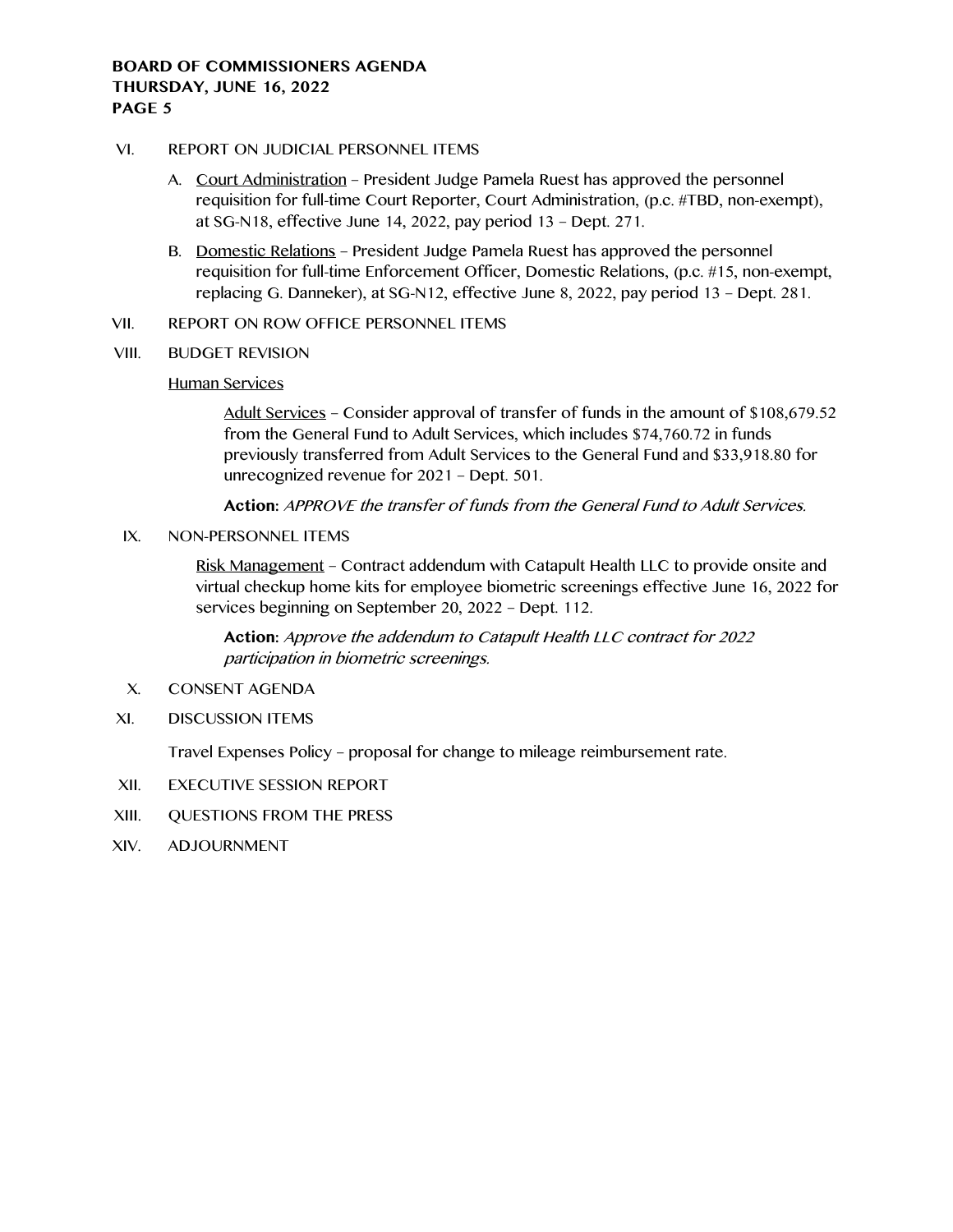VI. REPORT ON JUDICIAL PERSONNEL ITEMS

A. Court Administration – President Judge Pamela Ruest has approved the personnel requisition for full-time Court Reporter, Court Administration, (p.c. #TBD, non-exempt), at SG-N18, effective June 14, 2022, pay period 13 – Dept. 271.

B. Domestic Relations – President Judge Pamela Ruest has approved the personnel requisition for full-time Enforcement Officer, Domestic Relations, (p.c. #15, non-exempt, replacing G. Danneker), at SG-N12, effective June 8, 2022, pay period 13 – Dept. 281.

VII. REPORT ON ROW OFFICE PERSONNEL ITEMS

VIII. BUDGET REVISION

Human Services

Adult Services – Consider approval of transfer of funds in the amount of $108,679.52 from the General Fund to Adult Services, which includes $74,760.72 in funds previously transferred from Adult Services to the General Fund and $33,918.80 for unrecognized revenue for 2021 – Dept. 501.

**Action:** *APPROVE the transfer of funds from the General Fund to Adult Services.*

IX. NON-PERSONNEL ITEMS

Risk Management – Contract addendum with Catapult Health LLC to provide onsite and virtual checkup home kits for employee biometric screenings effective June 16, 2022 for services beginning on September 20, 2022 – Dept. 112.

**Action:** *Approve the addendum to Catapult Health LLC contract for 2022 participation in biometric screenings.*

X. CONSENT AGENDA

XI. DISCUSSION ITEMS

Travel Expenses Policy – proposal for change to mileage reimbursement rate.

XII. EXECUTIVE SESSION REPORT

XIII. QUESTIONS FROM THE PRESS

XIV. ADJOURNMENT